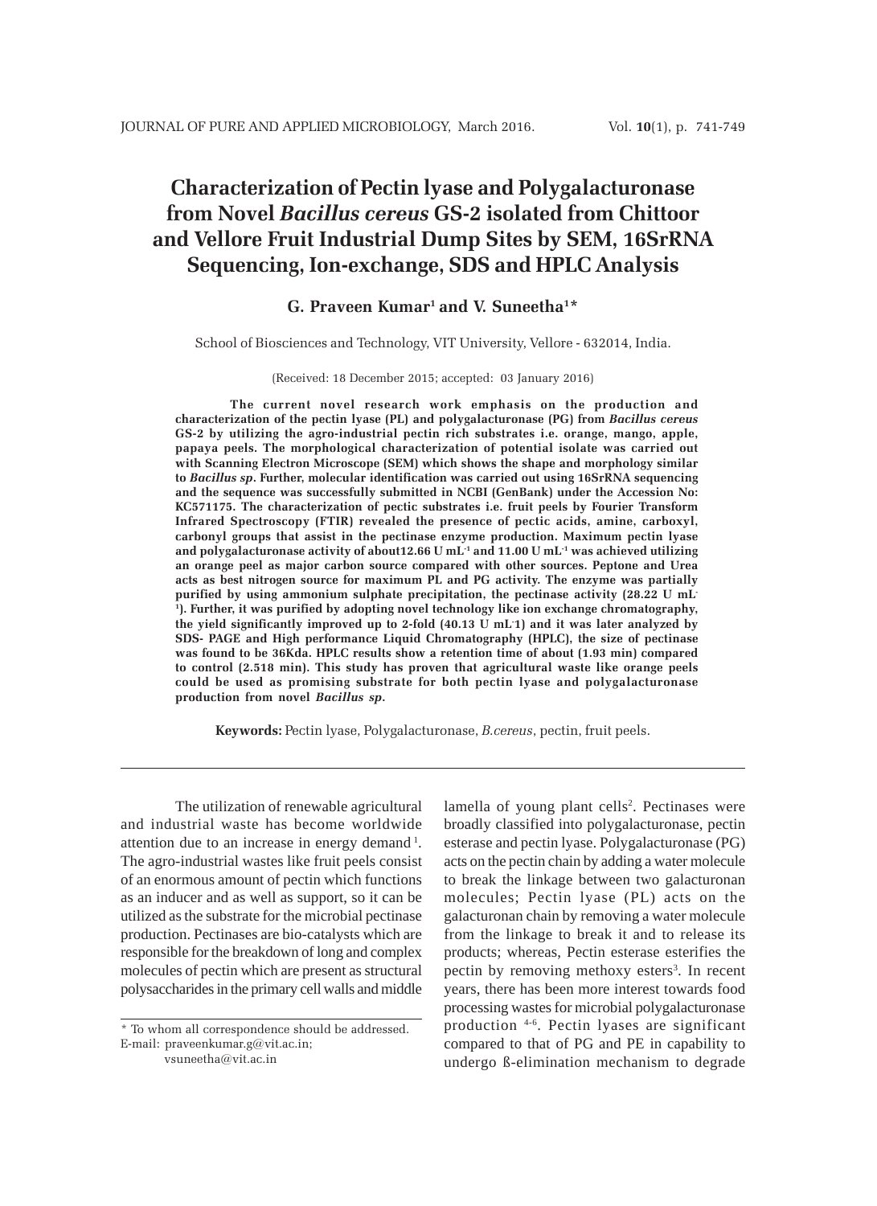# Characterization of Pectin lyase and Polygalacturonase from Novel *Bacillus cereus* GS-2 isolated from Chittoor and Vellore Fruit Industrial Dump Sites by SEM, 16SrRNA Sequencing, Ion-exchange, SDS and HPLC Analysis

**G. Praveen Kumar[1] and V. Suneetha[1]***

School of Biosciences and Technology, VIT University, Vellore - 632014, India.

(Received: 18 December 2015; accepted: 03 January 2016)

**The current novel research work emphasis on the production and characterization of the pectin lyase (PL) and polygalacturonase (PG) from *Bacillus cereus* GS-2 by utilizing the agro-industrial pectin rich substrates i.e. orange, mango, apple, papaya peels. The morphological characterization of potential isolate was carried out with Scanning Electron Microscope (SEM) which shows the shape and morphology similar to *Bacillus sp*. Further, molecular identification was carried out using 16SrRNA sequencing and the sequence was successfully submitted in NCBI (GenBank) under the Accession No: KC571175. The characterization of pectic substrates i.e. fruit peels by Fourier Transform Infrared Spectroscopy (FTIR) revealed the presence of pectic acids, amine, carboxyl, carbonyl groups that assist in the pectinase enzyme production. Maximum pectin lyase and polygalacturonase activity of about12.66 U mL$^{-1}$ and 11.00 U mL$^{-1}$ was achieved utilizing an orange peel as major carbon source compared with other sources. Peptone and Urea acts as best nitrogen source for maximum PL and PG activity. The enzyme was partially purified by using ammonium sulphate precipitation, the pectinase activity (28.22 U mL$^{-1}$). Further, it was purified by adopting novel technology like ion exchange chromatography, the yield significantly improved up to 2-fold (40.13 U mL$^{-1}$) and it was later analyzed by SDS- PAGE and High performance Liquid Chromatography (HPLC), the size of pectinase was found to be 36Kda. HPLC results show a retention time of about (1.93 min) compared to control (2.518 min). This study has proven that agricultural waste like orange peels could be used as promising substrate for both pectin lyase and polygalacturonase production from novel *Bacillus sp.***

**Keywords:** Pectin lyase, Polygalacturonase, *B.cereus*, pectin, fruit peels.

---

The utilization of renewable agricultural and industrial waste has become worldwide attention due to an increase in energy demand [1]. The agro-industrial wastes like fruit peels consist of an enormous amount of pectin which functions as an inducer and as well as support, so it can be utilized as the substrate for the microbial pectinase production. Pectinases are bio-catalysts which are responsible for the breakdown of long and complex molecules of pectin which are present as structural polysaccharides in the primary cell walls and middle lamella of young plant cells[2]. Pectinases were broadly classified into polygalacturonase, pectin esterase and pectin lyase. Polygalacturonase (PG) acts on the pectin chain by adding a water molecule to break the linkage between two galacturonan molecules; Pectin lyase (PL) acts on the galacturonan chain by removing a water molecule from the linkage to break it and to release its products; whereas, Pectin esterase esterifies the pectin by removing methoxy esters[3]. In recent years, there has been more interest towards food processing wastes for microbial polygalacturonase production [4-6]. Pectin lyases are significant compared to that of PG and PE in capability to undergo ß-elimination mechanism to degrade

---

\* To whom all correspondence should be addressed.
E-mail: praveenkumar.g@vit.ac.in; vsuneetha@vit.ac.in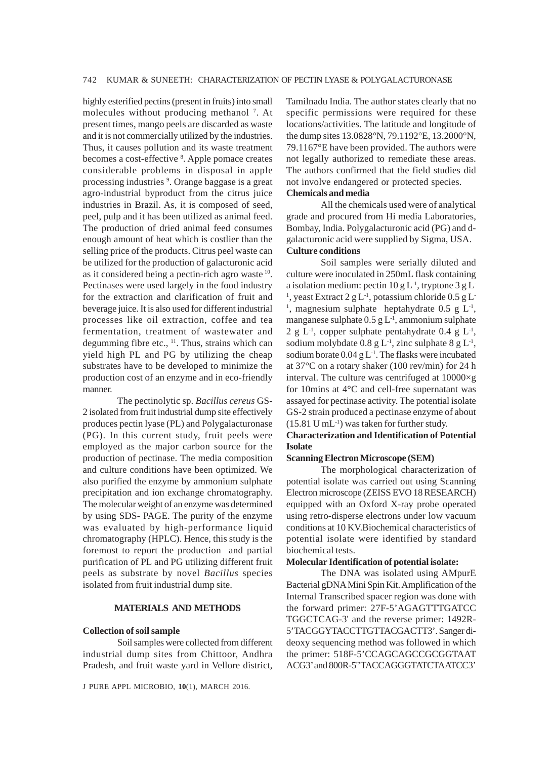highly esterified pectins (present in fruits) into small molecules without producing methanol [7]. At present times, mango peels are discarded as waste and it is not commercially utilized by the industries. Thus, it causes pollution and its waste treatment becomes a cost-effective [8]. Apple pomace creates considerable problems in disposal in apple processing industries [9]. Orange baggase is a great agro-industrial byproduct from the citrus juice industries in Brazil. As, it is composed of seed, peel, pulp and it has been utilized as animal feed. The production of dried animal feed consumes enough amount of heat which is costlier than the selling price of the products. Citrus peel waste can be utilized for the production of galacturonic acid as it considered being a pectin-rich agro waste [10]. Pectinases were used largely in the food industry for the extraction and clarification of fruit and beverage juice. It is also used for different industrial processes like oil extraction, coffee and tea fermentation, treatment of wastewater and degumming fibre etc., [11]. Thus, strains which can yield high PL and PG by utilizing the cheap substrates have to be developed to minimize the production cost of an enzyme and in eco-friendly manner.

The pectinolytic sp. *Bacillus cereus* GS-2 isolated from fruit industrial dump site effectively produces pectin lyase (PL) and Polygalacturonase (PG). In this current study, fruit peels were employed as the major carbon source for the production of pectinase. The media composition and culture conditions have been optimized. We also purified the enzyme by ammonium sulphate precipitation and ion exchange chromatography. The molecular weight of an enzyme was determined by using SDS- PAGE. The purity of the enzyme was evaluated by high-performance liquid chromatography (HPLC). Hence, this study is the foremost to report the production and partial purification of PL and PG utilizing different fruit peels as substrate by novel *Bacillus* species isolated from fruit industrial dump site.

## MATERIALS AND METHODS

### Collection of soil sample

Soil samples were collected from different industrial dump sites from Chittoor, Andhra Pradesh, and fruit waste yard in Vellore district, Tamilnadu India. The author states clearly that no specific permissions were required for these locations/activities. The latitude and longitude of the dump sites 13.0828°N, 79.1192°E, 13.2000°N, 79.1167°E have been provided. The authors were not legally authorized to remediate these areas. The authors confirmed that the field studies did not involve endangered or protected species.

### Chemicals and media

All the chemicals used were of analytical grade and procured from Hi media Laboratories, Bombay, India. Polygalacturonic acid (PG) and d-galacturonic acid were supplied by Sigma, USA.

### Culture conditions

Soil samples were serially diluted and culture were inoculated in 250mL flask containing a isolation medium: pectin 10 g $L^{-1}$, tryptone 3 g $L^{-1}$, yeast Extract 2 g $L^{-1}$, potassium chloride 0.5 g $L^{-1}$, magnesium sulphate heptahydrate 0.5 g $L^{-1}$, manganese sulphate 0.5 g $L^{-1}$, ammonium sulphate 2 g $L^{-1}$, copper sulphate pentahydrate 0.4 g $L^{-1}$, sodium molybdate 0.8 g $L^{-1}$, zinc sulphate 8 g $L^{-1}$, sodium borate 0.04 g $L^{-1}$. The flasks were incubated at 37°C on a rotary shaker (100 rev/min) for 24 h interval. The culture was centrifuged at 10000×g for 10mins at 4°C and cell-free supernatant was assayed for pectinase activity. The potential isolate GS-2 strain produced a pectinase enzyme of about (15.81 U $mL^{-1}$) was taken for further study.

### Characterization and Identification of Potential Isolate

#### Scanning Electron Microscope (SEM)

The morphological characterization of potential isolate was carried out using Scanning Electron microscope (ZEISS EVO 18 RESEARCH) equipped with an Oxford X-ray probe operated using retro-disperse electrons under low vacuum conditions at 10 KV.Biochemical characteristics of potential isolate were identified by standard biochemical tests.

#### Molecular Identification of potential isolate:

The DNA was isolated using AMpurE Bacterial gDNA Mini Spin Kit. Amplification of the Internal Transcribed spacer region was done with the forward primer: 27F-5'AGAGTTTGATCC TGGCTCAG-3' and the reverse primer: 1492R-5'TACGGYTACCTTGTTACGACTT3'. Sanger di-deoxy sequencing method was followed in which the primer: 518F-5'CCAGCAGCCGCGGTAAT ACG3' and 800R-5''TACCAGGGTATCTAATCC3'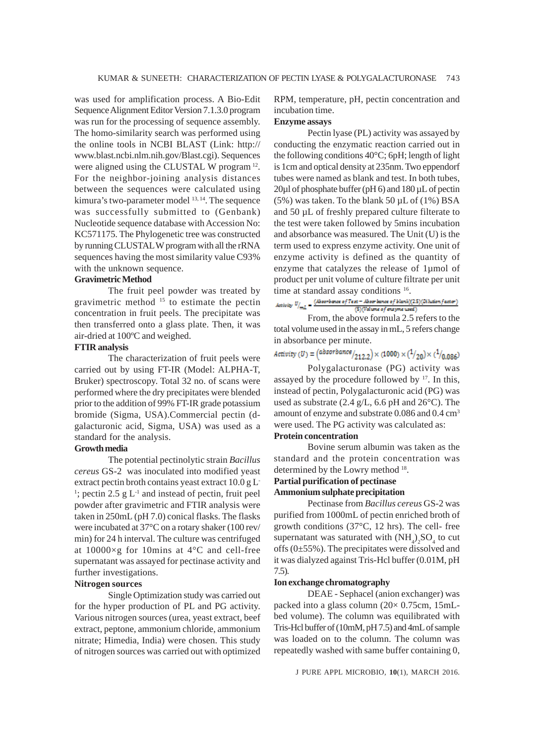was used for amplification process. A Bio-Edit Sequence Alignment Editor Version 7.1.3.0 program was run for the processing of sequence assembly. The homo-similarity search was performed using the online tools in NCBI BLAST (Link: http://www.blast.ncbi.nlm.nih.gov/Blast.cgi). Sequences were aligned using the CLUSTAL W program [12]. For the neighbor-joining analysis distances between the sequences were calculated using kimura's two-parameter model [13, 14]. The sequence was successfully submitted to (Genbank) Nucleotide sequence database with Accession No: KC571175. The Phylogenetic tree was constructed by running CLUSTAL W program with all the rRNA sequences having the most similarity value C93% with the unknown sequence.

**Gravimetric Method**

The fruit peel powder was treated by gravimetric method [15] to estimate the pectin concentration in fruit peels. The precipitate was then transferred onto a glass plate. Then, it was air-dried at 100ºC and weighed.

**FTIR analysis**

The characterization of fruit peels were carried out by using FT-IR (Model: ALPHA-T, Bruker) spectroscopy. Total 32 no. of scans were performed where the dry precipitates were blended prior to the addition of 99% FT-IR grade potassium bromide (Sigma, USA).Commercial pectin (d-galacturonic acid, Sigma, USA) was used as a standard for the analysis.

**Growth media**

The potential pectinolytic strain *Bacillus cereus* GS-2 was inoculated into modified yeast extract pectin broth contains yeast extract 10.0 g $L^{-1}$; pectin 2.5 g $L^{-1}$ and instead of pectin, fruit peel powder after gravimetric and FTIR analysis were taken in 250mL (pH 7.0) conical flasks. The flasks were incubated at 37°C on a rotary shaker (100 rev/min) for 24 h interval. The culture was centrifuged at 10000×g for 10mins at 4°C and cell-free supernatant was assayed for pectinase activity and further investigations.

**Nitrogen sources**

Single Optimization study was carried out for the hyper production of PL and PG activity. Various nitrogen sources (urea, yeast extract, beef extract, peptone, ammonium chloride, ammonium nitrate; Himedia, India) were chosen. This study of nitrogen sources was carried out with optimized RPM, temperature, pH, pectin concentration and incubation time.

**Enzyme assays**

Pectin lyase (PL) activity was assayed by conducting the enzymatic reaction carried out in the following conditions 40°C; 6pH; length of light is 1cm and optical density at 235nm. Two eppendorf tubes were named as blank and test. In both tubes, 20µl of phosphate buffer (pH 6) and 180 µL of pectin (5%) was taken. To the blank 50 µL of (1%) BSA and 50 µL of freshly prepared culture filterate to the test were taken followed by 5mins incubation and absorbance was measured. The Unit (U) is the term used to express enzyme activity. One unit of enzyme activity is defined as the quantity of enzyme that catalyzes the release of 1µmol of product per unit volume of culture filtrate per unit time at standard assay conditions [16].

$$Activity\ U/_{mL} = \frac{(Absorbance\ of\ Test - Absorbance\ of\ blank)(2.5)(Dilution\ factor)}{(5)(Volume\ of\ enzyme\ used)}$$

From, the above formula 2.5 refers to the total volume used in the assay in mL, 5 refers change in absorbance per minute.

$$Activity\ (U) = \left(\frac{absorbance}{212.2}\right) \times (1000) \times \left(\frac{1}{20}\right) \times \left(\frac{1}{0.086}\right)$$

Polygalacturonase (PG) activity was assayed by the procedure followed by [17]. In this, instead of pectin, Polygalacturonic acid (PG) was used as substrate (2.4 g/L, 6.6 pH and 26°C). The amount of enzyme and substrate 0.086 and 0.4 $cm^3$ were used. The PG activity was calculated as:

**Protein concentration**

Bovine serum albumin was taken as the standard and the protein concentration was determined by the Lowry method [18].

**Partial purification of pectinase**

**Ammonium sulphate precipitation**

Pectinase from *Bacillus cereus* GS-2 was purified from 1000mL of pectin enriched broth of growth conditions (37°C, 12 hrs). The cell- free supernatant was saturated with $(NH_4)_2SO_4$ to cut offs (0±55%). The precipitates were dissolved and it was dialyzed against Tris-Hcl buffer (0.01M, pH 7.5).

**Ion exchange chromatography**

DEAE - Sephacel (anion exchanger) was packed into a glass column (20× 0.75cm, 15mL-bed volume). The column was equilibrated with Tris-Hcl buffer of (10mM, pH 7.5) and 4mL of sample was loaded on to the column. The column was repeatedly washed with same buffer containing 0,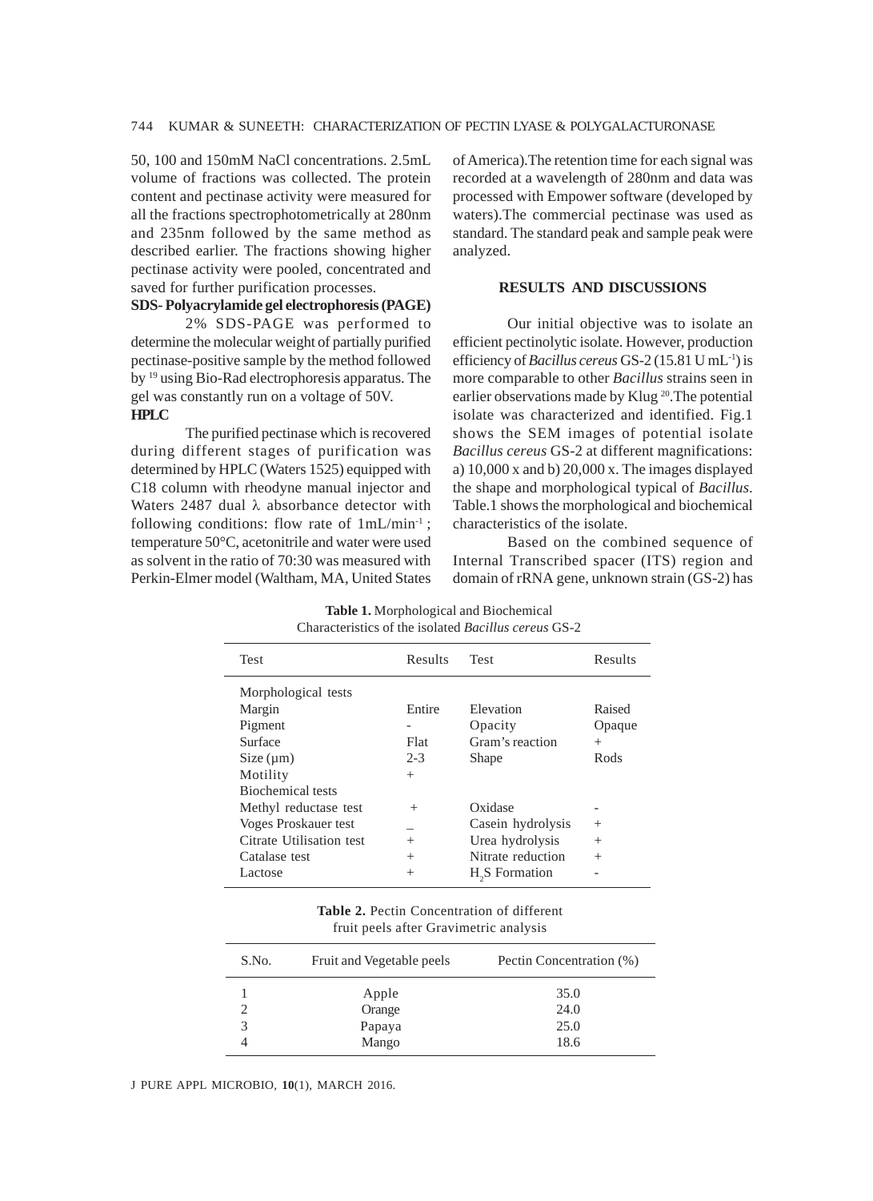50, 100 and 150mM NaCl concentrations. 2.5mL volume of fractions was collected. The protein content and pectinase activity were measured for all the fractions spectrophotometrically at 280nm and 235nm followed by the same method as described earlier. The fractions showing higher pectinase activity were pooled, concentrated and saved for further purification processes.

**SDS- Polyacrylamide gel electrophoresis (PAGE)**

2% SDS-PAGE was performed to determine the molecular weight of partially purified pectinase-positive sample by the method followed by [19] using Bio-Rad electrophoresis apparatus. The gel was constantly run on a voltage of 50V.

**HPLC**

The purified pectinase which is recovered during different stages of purification was determined by HPLC (Waters 1525) equipped with C18 column with rheodyne manual injector and Waters 2487 dual λ absorbance detector with following conditions: flow rate of 1mL/min$^{-1}$ ; temperature 50°C, acetonitrile and water were used as solvent in the ratio of 70:30 was measured with Perkin-Elmer model (Waltham, MA, United States of America).The retention time for each signal was recorded at a wavelength of 280nm and data was processed with Empower software (developed by waters).The commercial pectinase was used as standard. The standard peak and sample peak were analyzed.

## RESULTS AND DISCUSSIONS

Our initial objective was to isolate an efficient pectinolytic isolate. However, production efficiency of *Bacillus cereus* GS-2 (15.81 U mL$^{-1}$) is more comparable to other *Bacillus* strains seen in earlier observations made by Klug [20].The potential isolate was characterized and identified. Fig.1 shows the SEM images of potential isolate *Bacillus cereus* GS-2 at different magnifications: a) 10,000 x and b) 20,000 x. The images displayed the shape and morphological typical of *Bacillus*. Table.1 shows the morphological and biochemical characteristics of the isolate.

Based on the combined sequence of Internal Transcribed spacer (ITS) region and domain of rRNA gene, unknown strain (GS-2) has

**Table 1.** Morphological and Biochemical Characteristics of the isolated *Bacillus cereus* GS-2

| Test | Results | Test | Results |
|---|---|---|---|
| Morphological tests | | | |
| Margin | Entire | Elevation | Raised |
| Pigment | - | Opacity | Opaque |
| Surface | Flat | Gram's reaction | + |
| Size (µm) | 2-3 | Shape | Rods |
| Motility | + | | |
| Biochemical tests | | | |
| Methyl reductase test | + | Oxidase | - |
| Voges Proskauer test | _ | Casein hydrolysis | + |
| Citrate Utilisation test | + | Urea hydrolysis | + |
| Catalase test | + | Nitrate reduction | + |
| Lactose | + | $H_2S$ Formation | - |

**Table 2.** Pectin Concentration of different fruit peels after Gravimetric analysis

| S.No. | Fruit and Vegetable peels | Pectin Concentration (%) |
|---|---|---|
| 1 | Apple | 35.0 |
| 2 | Orange | 24.0 |
| 3 | Papaya | 25.0 |
| 4 | Mango | 18.6 |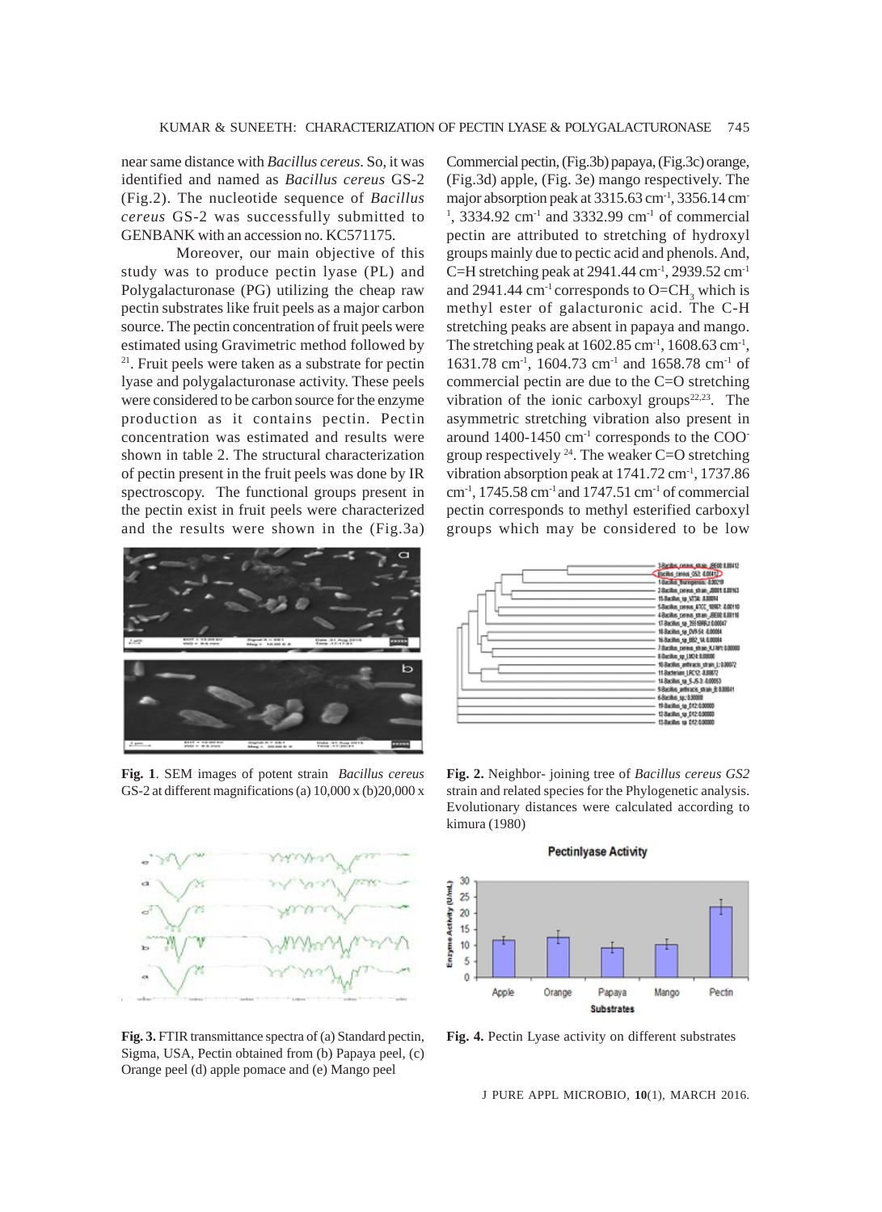near same distance with *Bacillus cereus*. So, it was identified and named as *Bacillus cereus* GS-2 (Fig.2). The nucleotide sequence of *Bacillus cereus* GS-2 was successfully submitted to GENBANK with an accession no. KC571175.

Moreover, our main objective of this study was to produce pectin lyase (PL) and Polygalacturonase (PG) utilizing the cheap raw pectin substrates like fruit peels as a major carbon source. The pectin concentration of fruit peels were estimated using Gravimetric method followed by [21]. Fruit peels were taken as a substrate for pectin lyase and polygalacturonase activity. These peels were considered to be carbon source for the enzyme production as it contains pectin. Pectin concentration was estimated and results were shown in table 2. The structural characterization of pectin present in the fruit peels was done by IR spectroscopy. The functional groups present in the pectin exist in fruit peels were characterized and the results were shown in the (Fig.3a) Commercial pectin, (Fig.3b) papaya, (Fig.3c) orange, (Fig.3d) apple, (Fig. 3e) mango respectively. The major absorption peak at 3315.63 cm$^{-1}$, 3356.14 cm$^{-1}$, 3334.92 cm$^{-1}$ and 3332.99 cm$^{-1}$ of commercial pectin are attributed to stretching of hydroxyl groups mainly due to pectic acid and phenols. And, C=H stretching peak at 2941.44 cm$^{-1}$, 2939.52 cm$^{-1}$ and 2941.44 cm$^{-1}$ corresponds to O=CH$_3$ which is methyl ester of galacturonic acid. The C-H stretching peaks are absent in papaya and mango. The stretching peak at 1602.85 cm$^{-1}$, 1608.63 cm$^{-1}$, 1631.78 cm$^{-1}$, 1604.73 cm$^{-1}$ and 1658.78 cm$^{-1}$ of commercial pectin are due to the C=O stretching vibration of the ionic carboxyl groups[22,23]. The asymmetric stretching vibration also present in around 1400-1450 cm$^{-1}$ corresponds to the COO$^{-}$ group respectively [24]. The weaker C=O stretching vibration absorption peak at 1741.72 cm$^{-1}$, 1737.86 cm$^{-1}$, 1745.58 cm$^{-1}$ and 1747.51 cm$^{-1}$ of commercial pectin corresponds to methyl esterified carboxyl groups which may be considered to be low

**Fig. 1**. SEM images of potent strain *Bacillus cereus* GS-2 at different magnifications (a) 10,000 x (b)20,000 x

**Fig. 2.** Neighbor- joining tree of *Bacillus cereus GS2* strain and related species for the Phylogenetic analysis. Evolutionary distances were calculated according to kimura (1980)

**Fig. 3.** FTIR transmittance spectra of (a) Standard pectin, Sigma, USA, Pectin obtained from (b) Papaya peel, (c) Orange peel (d) apple pomace and (e) Mango peel

**Fig. 4.** Pectin Lyase activity on different substrates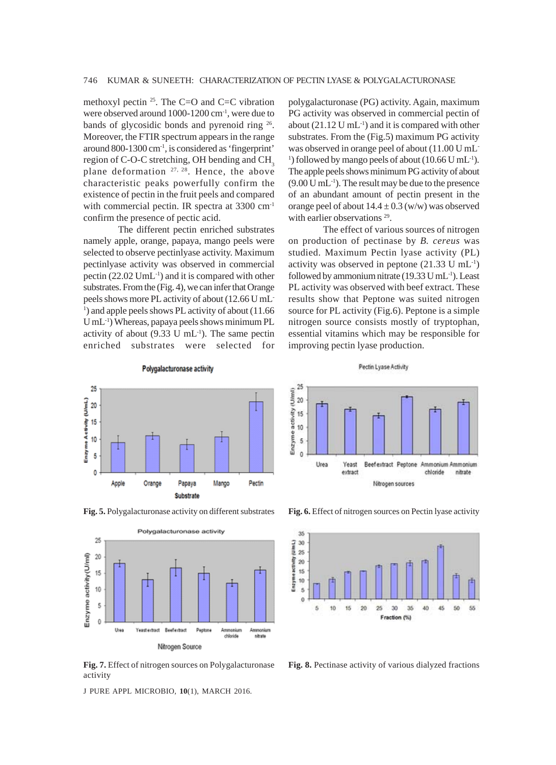methoxyl pectin [25]. The C=O and C=C vibration were observed around 1000-1200 $cm^{-1}$, were due to bands of glycosidic bonds and pyrenoid ring [26]. Moreover, the FTIR spectrum appears in the range around 800-1300 $cm^{-1}$, is considered as 'fingerprint' region of C-O-C stretching, OH bending and $CH_3$ plane deformation [27, 28]. Hence, the above characteristic peaks powerfully confirm the existence of pectin in the fruit peels and compared with commercial pectin. IR spectra at 3300 $cm^{-1}$ confirm the presence of pectic acid.

The different pectin enriched substrates namely apple, orange, papaya, mango peels were selected to observe pectinlyase activity. Maximum pectinlyase activity was observed in commercial pectin (22.02 $UmL^{-1}$) and it is compared with other substrates. From the (Fig. 4), we can infer that Orange peels shows more PL activity of about (12.66 U $mL^{-1}$) and apple peels shows PL activity of about (11.66 U $mL^{-1}$) Whereas, papaya peels shows minimum PL activity of about (9.33 U $mL^{-1}$). The same pectin enriched substrates were selected for polygalacturonase (PG) activity. Again, maximum PG activity was observed in commercial pectin of about (21.12 U $mL^{-1}$) and it is compared with other substrates. From the (Fig.5) maximum PG activity was observed in orange peel of about (11.00 U $mL^{-1}$) followed by mango peels of about (10.66 U $mL^{-1}$). The apple peels shows minimum PG activity of about (9.00 U $mL^{-1}$). The result may be due to the presence of an abundant amount of pectin present in the orange peel of about $14.4 \pm 0.3$ (w/w) was observed with earlier observations [29].

The effect of various sources of nitrogen on production of pectinase by *B. cereus* was studied. Maximum Pectin lyase activity (PL) activity was observed in peptone (21.33 U $mL^{-1}$) followed by ammonium nitrate (19.33 U $mL^{-1}$). Least PL activity was observed with beef extract. These results show that Peptone was suited nitrogen source for PL activity (Fig.6). Peptone is a simple nitrogen source consists mostly of tryptophan, essential vitamins which may be responsible for improving pectin lyase production.

**Fig. 5.** Polygalacturonase activity on different substrates

**Fig. 6.** Effect of nitrogen sources on Pectin lyase activity

**Fig. 7.** Effect of nitrogen sources on Polygalacturonase activity

**Fig. 8.** Pectinase activity of various dialyzed fractions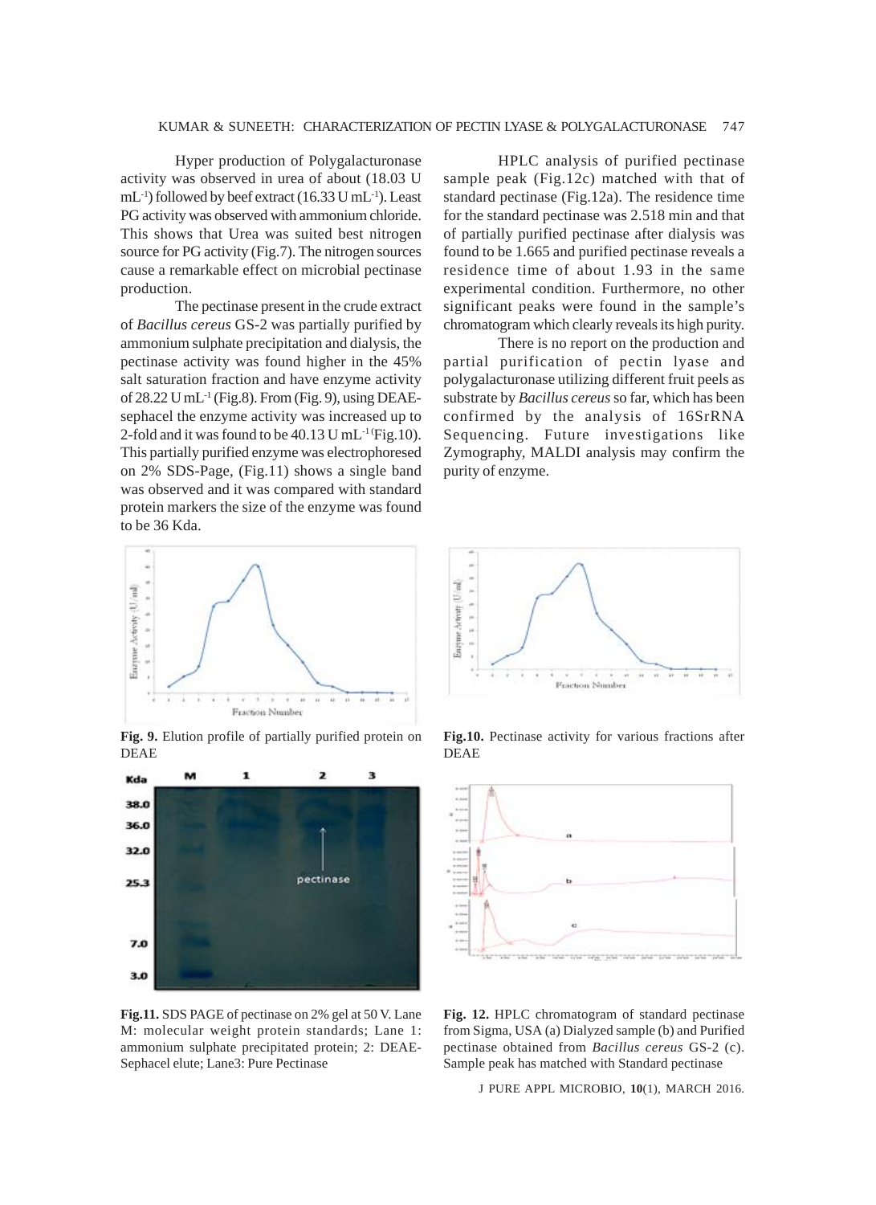Hyper production of Polygalacturonase activity was observed in urea of about (18.03 U $mL^{-1}$) followed by beef extract (16.33 U $mL^{-1}$). Least PG activity was observed with ammonium chloride. This shows that Urea was suited best nitrogen source for PG activity (Fig.7). The nitrogen sources cause a remarkable effect on microbial pectinase production.

The pectinase present in the crude extract of *Bacillus cereus* GS-2 was partially purified by ammonium sulphate precipitation and dialysis, the pectinase activity was found higher in the 45% salt saturation fraction and have enzyme activity of 28.22 U $mL^{-1}$ (Fig.8). From (Fig. 9), using DEAE-sephacel the enzyme activity was increased up to 2-fold and it was found to be 40.13 U $mL^{-1}$ (Fig.10). This partially purified enzyme was electrophoresed on 2% SDS-Page, (Fig.11) shows a single band was observed and it was compared with standard protein markers the size of the enzyme was found to be 36 Kda.

HPLC analysis of purified pectinase sample peak (Fig.12c) matched with that of standard pectinase (Fig.12a). The residence time for the standard pectinase was 2.518 min and that of partially purified pectinase after dialysis was found to be 1.665 and purified pectinase reveals a residence time of about 1.93 in the same experimental condition. Furthermore, no other significant peaks were found in the sample's chromatogram which clearly reveals its high purity.

There is no report on the production and partial purification of pectin lyase and polygalacturonase utilizing different fruit peels as substrate by *Bacillus cereus* so far, which has been confirmed by the analysis of 16SrRNA Sequencing. Future investigations like Zymography, MALDI analysis may confirm the purity of enzyme.

**Fig. 9.** Elution profile of partially purified protein on DEAE

**Fig.10.** Pectinase activity for various fractions after DEAE

**Fig.11.** SDS PAGE of pectinase on 2% gel at 50 V. Lane M: molecular weight protein standards; Lane 1: ammonium sulphate precipitated protein; 2: DEAE-Sephacel elute; Lane3: Pure Pectinase

**Fig. 12.** HPLC chromatogram of standard pectinase from Sigma, USA (a) Dialyzed sample (b) and Purified pectinase obtained from *Bacillus cereus* GS-2 (c). Sample peak has matched with Standard pectinase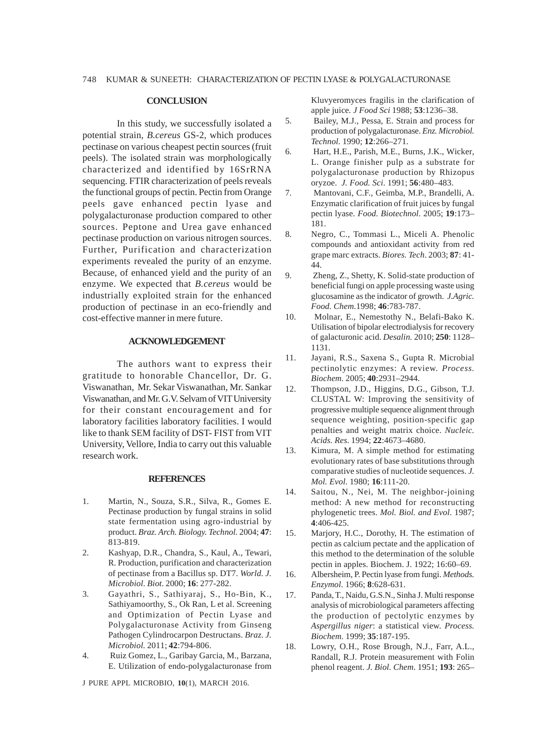## CONCLUSION

In this study, we successfully isolated a potential strain, *B.cereus* GS-2, which produces pectinase on various cheapest pectin sources (fruit peels). The isolated strain was morphologically characterized and identified by 16SrRNA sequencing. FTIR characterization of peels reveals the functional groups of pectin. Pectin from Orange peels gave enhanced pectin lyase and polygalacturonase production compared to other sources. Peptone and Urea gave enhanced pectinase production on various nitrogen sources. Further, Purification and characterization experiments revealed the purity of an enzyme. Because, of enhanced yield and the purity of an enzyme. We expected that *B.cereus* would be industrially exploited strain for the enhanced production of pectinase in an eco-friendly and cost-effective manner in mere future.

## ACKNOWLEDGEMENT

The authors want to express their gratitude to honorable Chancellor, Dr. G. Viswanathan, Mr. Sekar Viswanathan, Mr. Sankar Viswanathan, and Mr. G.V. Selvam of VIT University for their constant encouragement and for laboratory facilities laboratory facilities. I would like to thank SEM facility of DST- FIST from VIT University, Vellore, India to carry out this valuable research work.

## REFERENCES

1. Martin, N., Souza, S.R., Silva, R., Gomes E. Pectinase production by fungal strains in solid state fermentation using agro-industrial by product. *Braz. Arch. Biology. Technol.* 2004; **47**: 813-819.
2. Kashyap, D.R., Chandra, S., Kaul, A., Tewari, R. Production, purification and characterization of pectinase from a Bacillus sp. DT7. *World. J. Microbiol. Biot*. 2000; **16**: 277-282.
3. Gayathri, S., Sathiyaraj, S., Ho-Bin, K., Sathiyamoorthy, S., Ok Ran, L et al. Screening and Optimization of Pectin Lyase and Polygalacturonase Activity from Ginseng Pathogen Cylindrocarpon Destructans. *Braz. J. Microbiol.* 2011; **42**:794-806.
4. Ruiz Gomez, L., Garibay Garcia, M., Barzana, E. Utilization of endo-polygalacturonase from Kluvyeromyces fragilis in the clarification of apple juice. *J Food Sci* 1988; **53**:1236–38.
5. Bailey, M.J., Pessa, E. Strain and process for production of polygalacturonase. *Enz. Microbiol. Technol*. 1990; **12**:266–271.
6. Hart, H.E., Parish, M.E., Burns, J.K., Wicker, L. Orange finisher pulp as a substrate for polygalacturonase production by Rhizopus oryzoe. *J. Food. Sci*. 1991; **56**:480–483.
7. Mantovani, C.F., Geimba, M.P., Brandelli, A. Enzymatic clarification of fruit juices by fungal pectin lyase. *Food. Biotechnol*. 2005; **19**:173–181.
8. Negro, C., Tommasi L., Miceli A. Phenolic compounds and antioxidant activity from red grape marc extracts. *Biores. Tech*. 2003; **87**: 41-44.
9. Zheng, Z., Shetty, K. Solid-state production of beneficial fungi on apple processing waste using glucosamine as the indicator of growth. *J.Agric. Food. Chem.*1998; **46**:783-787.
10. Molnar, E., Nemestothy N., Belafi-Bako K. Utilisation of bipolar electrodialysis for recovery of galacturonic acid. *Desalin.* 2010; **250**: 1128–1131.
11. Jayani, R.S., Saxena S., Gupta R. Microbial pectinolytic enzymes: A review. *Process. Biochem.* 2005; **40**:2931–2944.
12. Thompson, J.D., Higgins, D.G., Gibson, T.J. CLUSTAL W: Improving the sensitivity of progressive multiple sequence alignment through sequence weighting, position-specific gap penalties and weight matrix choice. *Nucleic. Acids. Res*. 1994; **22**:4673–4680.
13. Kimura, M. A simple method for estimating evolutionary rates of base substitutions through comparative studies of nucleotide sequences. *J. Mol. Evol.* 1980; **16**:111-20.
14. Saitou, N., Nei, M. The neighbor-joining method: A new method for reconstructing phylogenetic trees. *Mol. Biol. and Evol*. 1987; **4**:406-425.
15. Marjory, H.C., Dorothy, H. The estimation of pectin as calcium pectate and the application of this method to the determination of the soluble pectin in apples. Biochem. J. 1922; 16:60–69.
16. Albersheim, P. Pectin lyase from fungi. *Methods. Enzymol.* 1966; **8**:628-631.
17. Panda, T., Naidu, G.S.N., Sinha J. Multi response analysis of microbiological parameters affecting the production of pectolytic enzymes by *Aspergillus niger*: a statistical view. *Process. Biochem.* 1999; **35**:187-195.
18. Lowry, O.H., Rose Brough, N.J., Farr, A.L., Randall, R.J. Protein measurement with Folin phenol reagent. *J. Biol. Chem*. 1951; **193**: 265–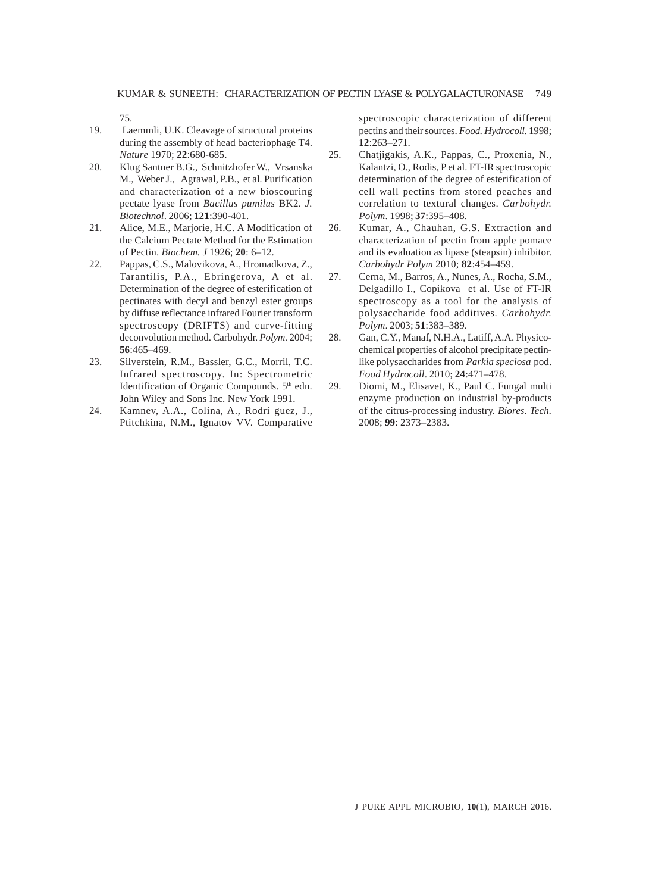75.

19. Laemmli, U.K. Cleavage of structural proteins during the assembly of head bacteriophage T4. *Nature* 1970; **22**:680-685.
20. Klug Santner B.G., Schnitzhofer W., Vrsanska M., Weber J., Agrawal, P.B., et al. Purification and characterization of a new bioscouring pectate lyase from *Bacillus pumilus* BK2. *J. Biotechnol*. 2006; **121**:390-401.
21. Alice, M.E., Marjorie, H.C. A Modification of the Calcium Pectate Method for the Estimation of Pectin. *Biochem. J* 1926; **20**: 6–12.
22. Pappas, C.S., Malovikova, A., Hromadkova, Z., Tarantilis, P.A., Ebringerova, A et al. Determination of the degree of esterification of pectinates with decyl and benzyl ester groups by diffuse reflectance infrared Fourier transform spectroscopy (DRIFTS) and curve-fitting deconvolution method. Carbohydr. *Polym.* 2004; **56**:465–469.
23. Silverstein, R.M., Bassler, G.C., Morril, T.C. Infrared spectroscopy. In: Spectrometric Identification of Organic Compounds. 5th edn. John Wiley and Sons Inc. New York 1991.
24. Kamnev, A.A., Colina, A., Rodri guez, J., Ptitchkina, N.M., Ignatov VV. Comparative spectroscopic characterization of different pectins and their sources. *Food. Hydrocoll.* 1998; **12**:263–271.
25. Chatjigakis, A.K., Pappas, C., Proxenia, N., Kalantzi, O., Rodis, P et al. FT-IR spectroscopic determination of the degree of esterification of cell wall pectins from stored peaches and correlation to textural changes. *Carbohydr. Polym*. 1998; **37**:395–408.
26. Kumar, A., Chauhan, G.S. Extraction and characterization of pectin from apple pomace and its evaluation as lipase (steapsin) inhibitor. *Carbohydr Polym* 2010; **82**:454–459.
27. Cerna, M., Barros, A., Nunes, A., Rocha, S.M., Delgadillo I., Copikova et al. Use of FT-IR spectroscopy as a tool for the analysis of polysaccharide food additives. *Carbohydr. Polym*. 2003; **51**:383–389.
28. Gan, C.Y., Manaf, N.H.A., Latiff, A.A. Physico-chemical properties of alcohol precipitate pectin-like polysaccharides from *Parkia speciosa* pod. *Food Hydrocoll*. 2010; **24**:471–478.
29. Diomi, M., Elisavet, K., Paul C. Fungal multi enzyme production on industrial by-products of the citrus-processing industry. *Biores. Tech.* 2008; **99**: 2373–2383.